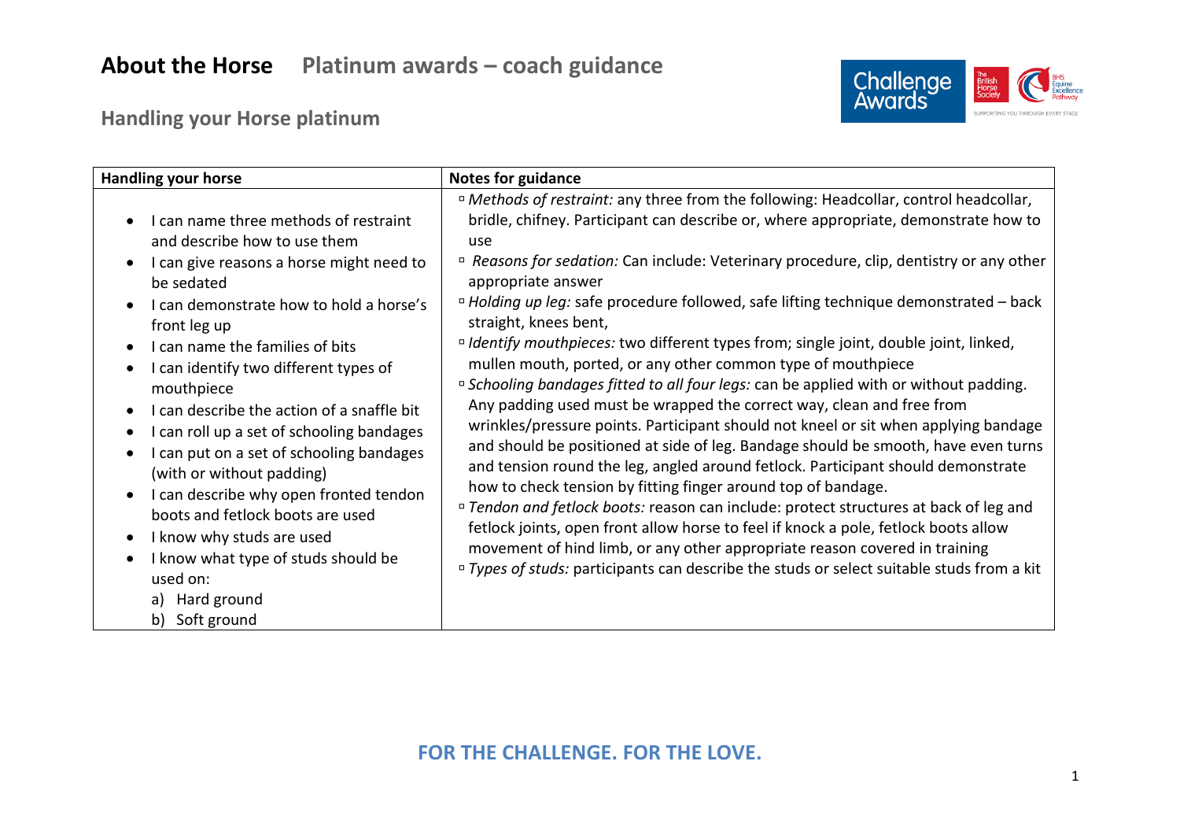# About the Horse — Platinum awards – coach guidance

## Handling your Horse platinum

| Handling your horse | Notes for guidance |
|---|---|
| • I can name three methods of restraint and describe how to use them<br>• I can give reasons a horse might need to be sedated<br>• I can demonstrate how to hold a horse's front leg up<br>• I can name the families of bits<br>• I can identify two different types of mouthpiece<br>• I can describe the action of a snaffle bit<br>• I can roll up a set of schooling bandages<br>• I can put on a set of schooling bandages (with or without padding)<br>• I can describe why open fronted tendon boots and fetlock boots are used<br>• I know why studs are used<br>• I know what type of studs should be used on:<br>a) Hard ground<br>b) Soft ground | ▫ *Methods of restraint:* any three from the following: Headcollar, control headcollar, bridle, chifney. Participant can describe or, where appropriate, demonstrate how to use<br>▫ *Reasons for sedation:* Can include: Veterinary procedure, clip, dentistry or any other appropriate answer<br>▫ *Holding up leg:* safe procedure followed, safe lifting technique demonstrated – back straight, knees bent,<br>▫ *Identify mouthpieces:* two different types from; single joint, double joint, linked, mullen mouth, ported, or any other common type of mouthpiece<br>▫ *Schooling bandages fitted to all four legs:* can be applied with or without padding. Any padding used must be wrapped the correct way, clean and free from wrinkles/pressure points. Participant should not kneel or sit when applying bandage and should be positioned at side of leg. Bandage should be smooth, have even turns and tension round the leg, angled around fetlock. Participant should demonstrate how to check tension by fitting finger around top of bandage.<br>▫ *Tendon and fetlock boots:* reason can include: protect structures at back of leg and fetlock joints, open front allow horse to feel if knock a pole, fetlock boots allow movement of hind limb, or any other appropriate reason covered in training<br>▫ *Types of studs:* participants can describe the studs or select suitable studs from a kit |

**FOR THE CHALLENGE. FOR THE LOVE.**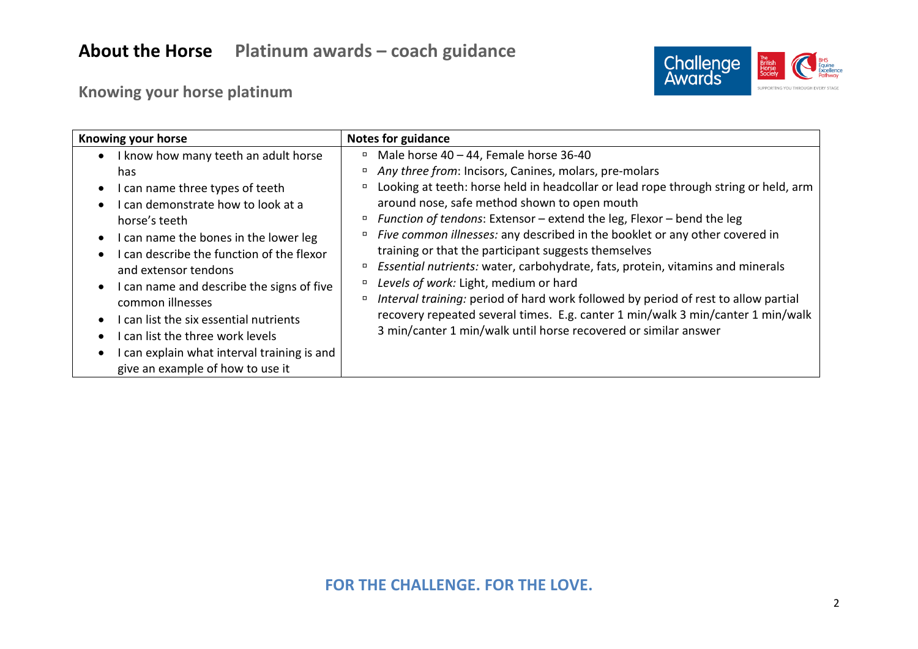# About the Horse Platinum awards – coach guidance

## Knowing your horse platinum

| Knowing your horse | Notes for guidance |
|---|---|
| • I know how many teeth an adult horse has<br>• I can name three types of teeth<br>• I can demonstrate how to look at a horse's teeth<br>• I can name the bones in the lower leg<br>• I can describe the function of the flexor and extensor tendons<br>• I can name and describe the signs of five common illnesses<br>• I can list the six essential nutrients<br>• I can list the three work levels<br>• I can explain what interval training is and give an example of how to use it | ▫ Male horse 40 – 44, Female horse 36-40<br>▫ *Any three from*: Incisors, Canines, molars, pre-molars<br>▫ Looking at teeth: horse held in headcollar or lead rope through string or held, arm around nose, safe method shown to open mouth<br>▫ *Function of tendons*: Extensor – extend the leg, Flexor – bend the leg<br>▫ *Five common illnesses:* any described in the booklet or any other covered in training or that the participant suggests themselves<br>▫ *Essential nutrients:* water, carbohydrate, fats, protein, vitamins and minerals<br>▫ *Levels of work:* Light, medium or hard<br>▫ *Interval training:* period of hard work followed by period of rest to allow partial recovery repeated several times. E.g. canter 1 min/walk 3 min/canter 1 min/walk 3 min/canter 1 min/walk until horse recovered or similar answer |

**FOR THE CHALLENGE. FOR THE LOVE.**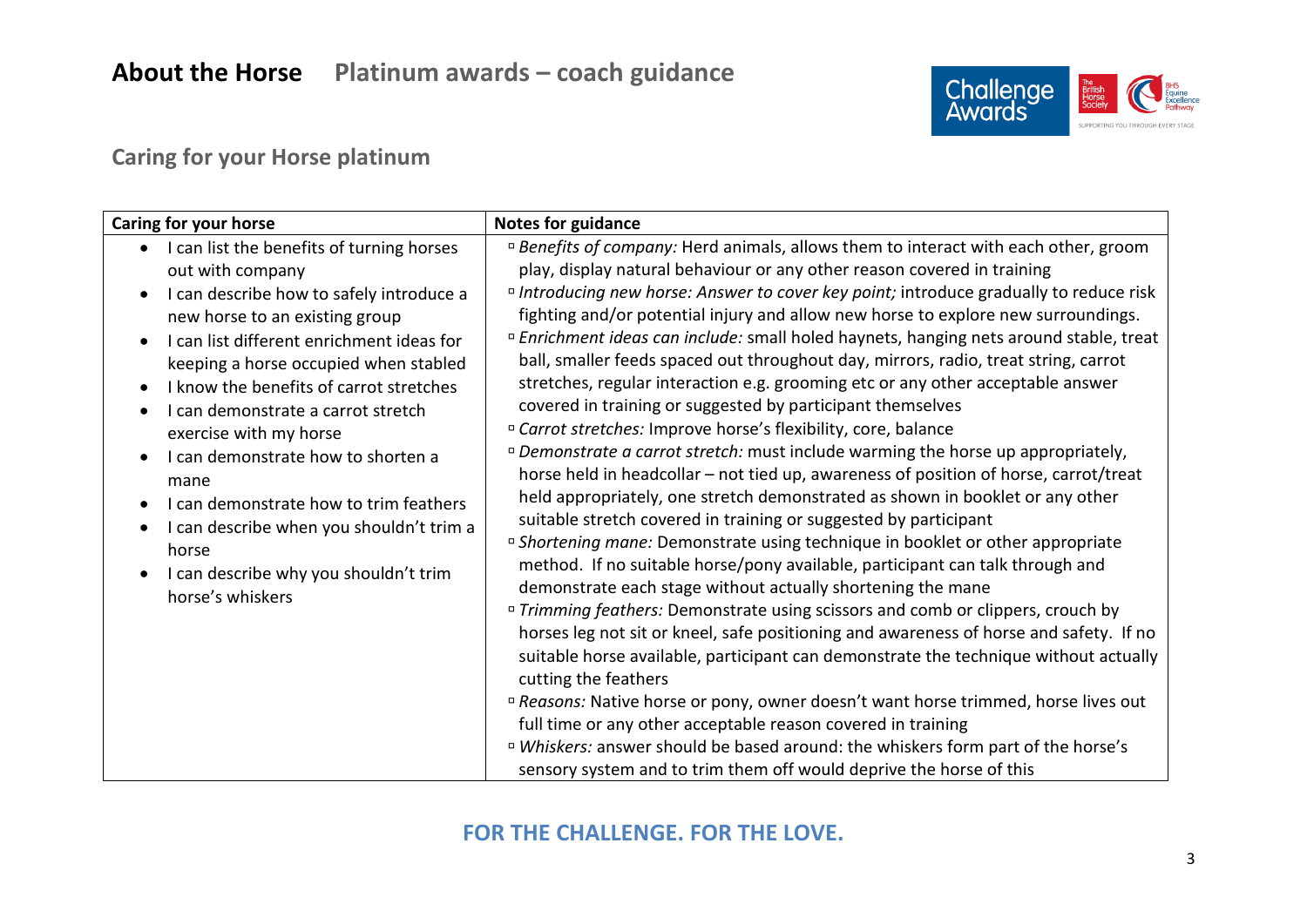# About the Horse Platinum awards – coach guidance

## Caring for your Horse platinum

| Caring for your horse | Notes for guidance |
| --- | --- |
| • I can list the benefits of turning horses out with company<br>• I can describe how to safely introduce a new horse to an existing group<br>• I can list different enrichment ideas for keeping a horse occupied when stabled<br>• I know the benefits of carrot stretches<br>• I can demonstrate a carrot stretch exercise with my horse<br>• I can demonstrate how to shorten a mane<br>• I can demonstrate how to trim feathers<br>• I can describe when you shouldn't trim a horse<br>• I can describe why you shouldn't trim horse's whiskers | ▫ *Benefits of company:* Herd animals, allows them to interact with each other, groom play, display natural behaviour or any other reason covered in training<br>▫ *Introducing new horse: Answer to cover key point;* introduce gradually to reduce risk fighting and/or potential injury and allow new horse to explore new surroundings.<br>▫ *Enrichment ideas can include:* small holed haynets, hanging nets around stable, treat ball, smaller feeds spaced out throughout day, mirrors, radio, treat string, carrot stretches, regular interaction e.g. grooming etc or any other acceptable answer covered in training or suggested by participant themselves<br>▫ *Carrot stretches:* Improve horse's flexibility, core, balance<br>▫ *Demonstrate a carrot stretch:* must include warming the horse up appropriately, horse held in headcollar – not tied up, awareness of position of horse, carrot/treat held appropriately, one stretch demonstrated as shown in booklet or any other suitable stretch covered in training or suggested by participant<br>▫ *Shortening mane:* Demonstrate using technique in booklet or other appropriate method. If no suitable horse/pony available, participant can talk through and demonstrate each stage without actually shortening the mane<br>▫ *Trimming feathers:* Demonstrate using scissors and comb or clippers, crouch by horses leg not sit or kneel, safe positioning and awareness of horse and safety. If no suitable horse available, participant can demonstrate the technique without actually cutting the feathers<br>▫ *Reasons:* Native horse or pony, owner doesn't want horse trimmed, horse lives out full time or any other acceptable reason covered in training<br>▫ *Whiskers:* answer should be based around: the whiskers form part of the horse's sensory system and to trim them off would deprive the horse of this |

**FOR THE CHALLENGE. FOR THE LOVE.**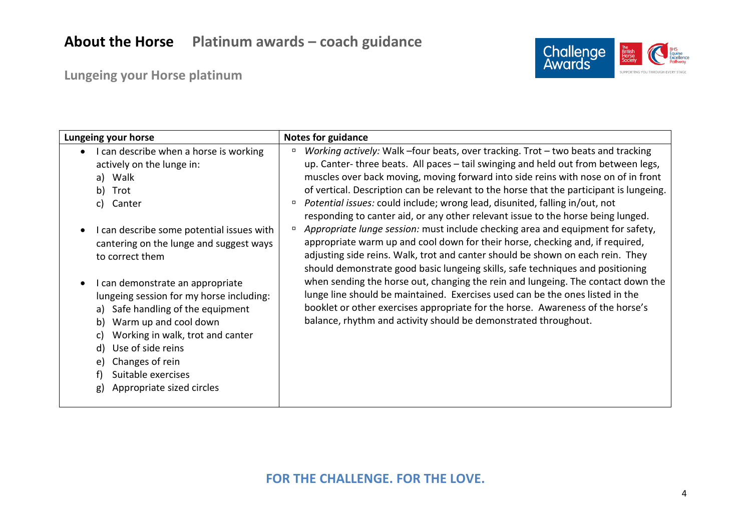# About the Horse Platinum awards – coach guidance

## Lungeing your Horse platinum

| Lungeing your horse | Notes for guidance |
|---|---|
| • I can describe when a horse is working actively on the lunge in:<br>a) Walk<br>b) Trot<br>c) Canter<br><br>• I can describe some potential issues with cantering on the lunge and suggest ways to correct them<br><br>• I can demonstrate an appropriate lungeing session for my horse including:<br>a) Safe handling of the equipment<br>b) Warm up and cool down<br>c) Working in walk, trot and canter<br>d) Use of side reins<br>e) Changes of rein<br>f) Suitable exercises<br>g) Appropriate sized circles | ▫ *Working actively:* Walk –four beats, over tracking. Trot – two beats and tracking up. Canter- three beats. All paces – tail swinging and held out from between legs, muscles over back moving, moving forward into side reins with nose on of in front of vertical. Description can be relevant to the horse that the participant is lungeing.<br>▫ *Potential issues:* could include; wrong lead, disunited, falling in/out, not responding to canter aid, or any other relevant issue to the horse being lunged.<br>▫ *Appropriate lunge session:* must include checking area and equipment for safety, appropriate warm up and cool down for their horse, checking and, if required, adjusting side reins. Walk, trot and canter should be shown on each rein. They should demonstrate good basic lungeing skills, safe techniques and positioning when sending the horse out, changing the rein and lungeing. The contact down the lunge line should be maintained. Exercises used can be the ones listed in the booklet or other exercises appropriate for the horse. Awareness of the horse's balance, rhythm and activity should be demonstrated throughout. |

**FOR THE CHALLENGE. FOR THE LOVE.**